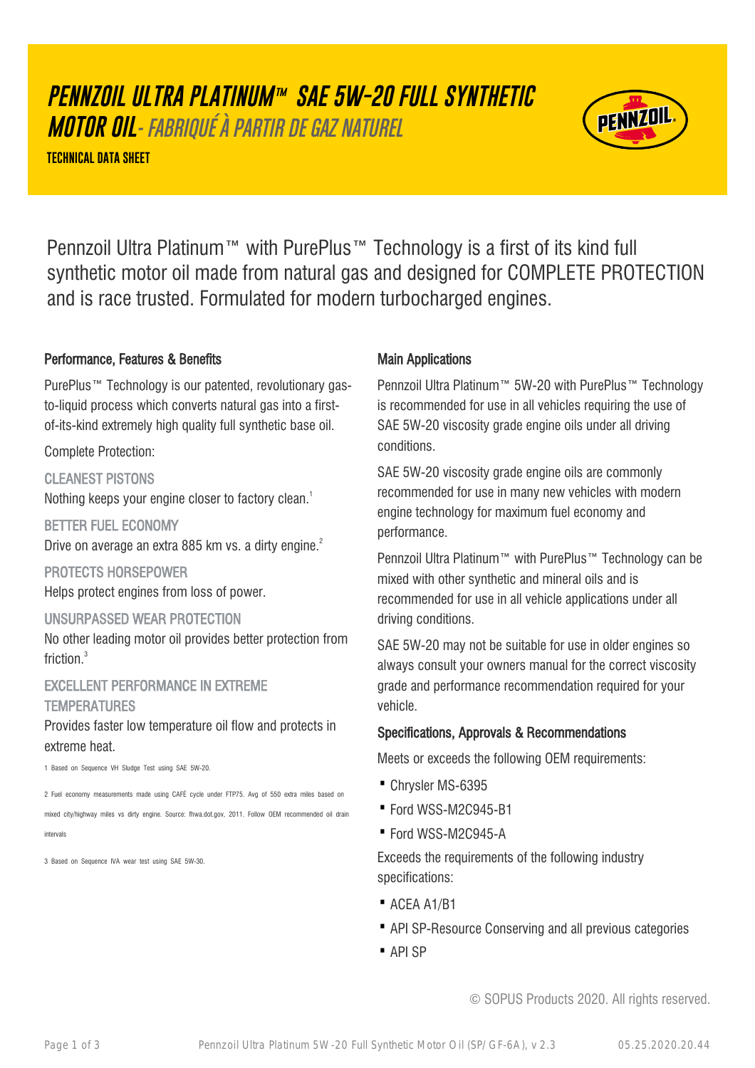# PENNZOIL ULTRA PLATINUM™ SAE 5W-20 FULL SYNTHETIC MOTOR OIL*- FABRIQUÉ À PARTIR DE GAZ NATUREL*

**TECHNICAL DATA SHEET**

Pennzoil Ultra Platinum™ with PurePlus™ Technology is a first of its kind full synthetic motor oil made from natural gas and designed for COMPLETE PROTECTION and is race trusted. Formulated for modern turbocharged engines.

### Performance, Features & Benefits

PurePlus™ Technology is our patented, revolutionary gas-to-liquid process which converts natural gas into a first-of-its-kind extremely high quality full synthetic base oil.

Complete Protection:

CLEANEST PISTONS

Nothing keeps your engine closer to factory clean.[1]

BETTER FUEL ECONOMY

Drive on average an extra 885 km vs. a dirty engine.[2]

PROTECTS HORSEPOWER

Helps protect engines from loss of power.

UNSURPASSED WEAR PROTECTION

No other leading motor oil provides better protection from friction.[3]

EXCELLENT PERFORMANCE IN EXTREME TEMPERATURES

Provides faster low temperature oil flow and protects in extreme heat.

1 Based on Sequence VH Sludge Test using SAE 5W-20.

2 Fuel economy measurements made using CAFÉ cycle under FTP75. Avg of 550 extra miles based on mixed city/highway miles vs dirty engine. Source: fhwa.dot.gov, 2011. Follow OEM recommended oil drain intervals

3 Based on Sequence IVA wear test using SAE 5W-30.

### Main Applications

Pennzoil Ultra Platinum™ 5W-20 with PurePlus™ Technology is recommended for use in all vehicles requiring the use of SAE 5W-20 viscosity grade engine oils under all driving conditions.

SAE 5W-20 viscosity grade engine oils are commonly recommended for use in many new vehicles with modern engine technology for maximum fuel economy and performance.

Pennzoil Ultra Platinum™ with PurePlus™ Technology can be mixed with other synthetic and mineral oils and is recommended for use in all vehicle applications under all driving conditions.

SAE 5W-20 may not be suitable for use in older engines so always consult your owners manual for the correct viscosity grade and performance recommendation required for your vehicle.

### Specifications, Approvals & Recommendations

Meets or exceeds the following OEM requirements:

- Chrysler MS-6395
- Ford WSS-M2C945-B1
- Ford WSS-M2C945-A

Exceeds the requirements of the following industry specifications:

- ACEA A1/B1
- API SP-Resource Conserving and all previous categories
- API SP

© SOPUS Products 2020. All rights reserved.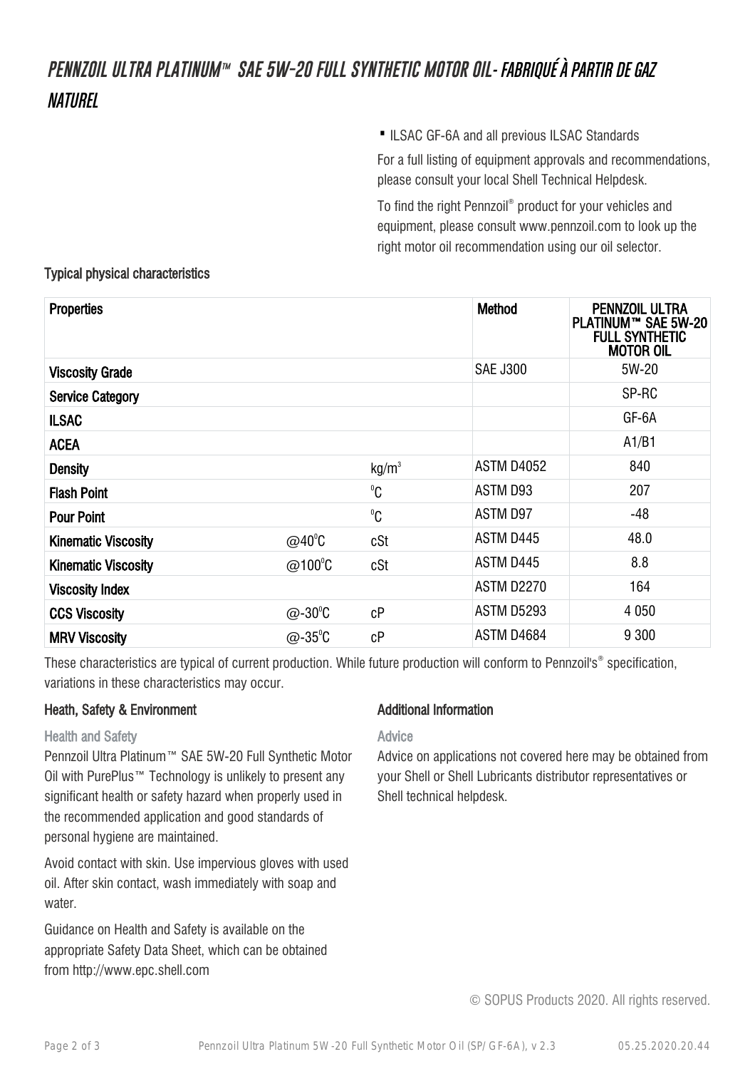// PENNZOIL ULTRA PLATINUM™ SAE 5W-20 FULL SYNTHETIC MOTOR OIL- FABRIQUÉ À PARTIR DE GAZ NATUREL

- ILSAC GF-6A and all previous ILSAC Standards

For a full listing of equipment approvals and recommendations, please consult your local Shell Technical Helpdesk.

To find the right Pennzoil® product for your vehicles and equipment, please consult www.pennzoil.com to look up the right motor oil recommendation using our oil selector.

### Typical physical characteristics

| Properties | | | Method | PENNZOIL ULTRA PLATINUM™ SAE 5W-20 FULL SYNTHETIC MOTOR OIL |
|---|---|---|---|---|
| Viscosity Grade | | | SAE J300 | 5W-20 |
| Service Category | | | | SP-RC |
| ILSAC | | | | GF-6A |
| ACEA | | | | A1/B1 |
| Density | | $kg/m^3$ | ASTM D4052 | 840 |
| Flash Point | | $^0C$ | ASTM D93 | 207 |
| Pour Point | | $^0C$ | ASTM D97 | -48 |
| Kinematic Viscosity | @40$^0$C | cSt | ASTM D445 | 48.0 |
| Kinematic Viscosity | @100$^0$C | cSt | ASTM D445 | 8.8 |
| Viscosity Index | | | ASTM D2270 | 164 |
| CCS Viscosity | @-30$^0$C | cP | ASTM D5293 | 4 050 |
| MRV Viscosity | @-35$^0$C | cP | ASTM D4684 | 9 300 |

These characteristics are typical of current production. While future production will conform to Pennzoil's® specification, variations in these characteristics may occur.

### Heath, Safety & Environment

#### Health and Safety

Pennzoil Ultra Platinum™ SAE 5W-20 Full Synthetic Motor Oil with PurePlus™ Technology is unlikely to present any significant health or safety hazard when properly used in the recommended application and good standards of personal hygiene are maintained.

Avoid contact with skin. Use impervious gloves with used oil. After skin contact, wash immediately with soap and water.

Guidance on Health and Safety is available on the appropriate Safety Data Sheet, which can be obtained from http://www.epc.shell.com

### Additional Information

#### Advice

Advice on applications not covered here may be obtained from your Shell or Shell Lubricants distributor representatives or Shell technical helpdesk.

© SOPUS Products 2020. All rights reserved.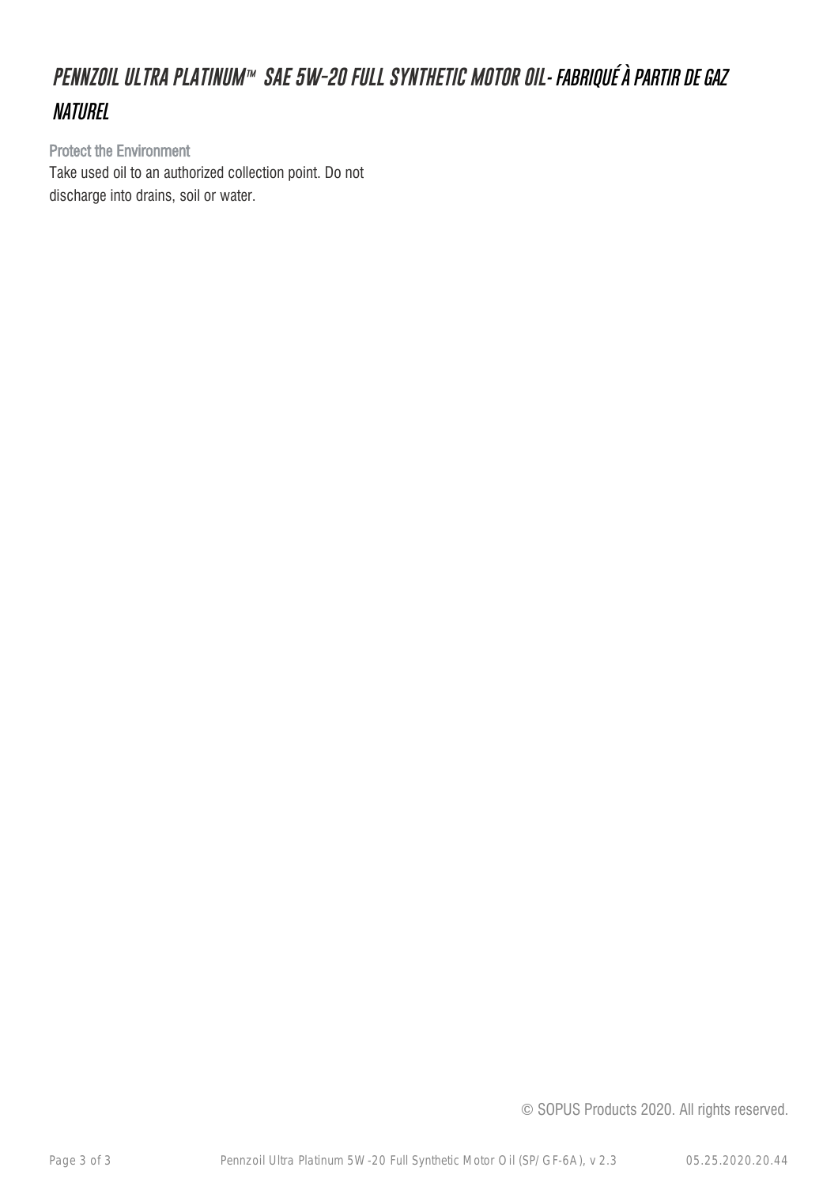# PENNZOIL ULTRA PLATINUM™ SAE 5W-20 FULL SYNTHETIC MOTOR OIL- FABRIQUÉ À PARTIR DE GAZ NATUREL

**Protect the Environment**

Take used oil to an authorized collection point. Do not discharge into drains, soil or water.

© SOPUS Products 2020. All rights reserved.